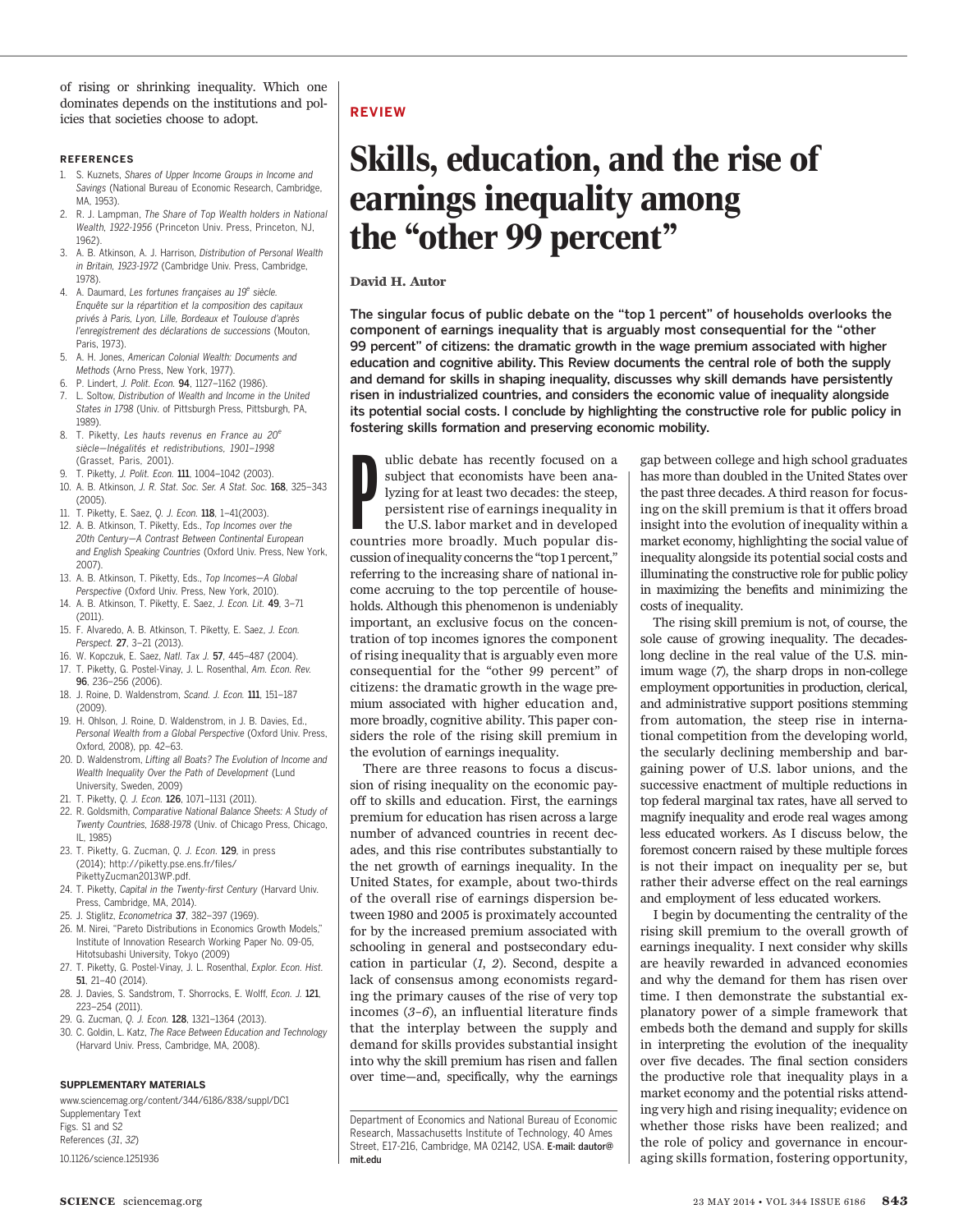of rising or shrinking inequality. Which one dominates depends on the institutions and policies that societies choose to adopt.

#### REFERENCES

1. S. Kuznets, *Shares of Upper Income Groups in Income and Savings* (National Bureau of Economic Research, Cambridge, MA, 1953).
2. R. J. Lampman, *The Share of Top Wealth holders in National Wealth, 1922-1956* (Princeton Univ. Press, Princeton, NJ, 1962).
3. A. B. Atkinson, A. J. Harrison, *Distribution of Personal Wealth in Britain, 1923-1972* (Cambridge Univ. Press, Cambridge, 1978).
4. A. Daumard, *Les fortunes françaises au 19e siècle. Enquête sur la répartition et la composition des capitaux privés à Paris, Lyon, Lille, Bordeaux et Toulouse d'après l'enregistrement des déclarations de successions* (Mouton, Paris, 1973).
5. A. H. Jones, *American Colonial Wealth: Documents and Methods* (Arno Press, New York, 1977).
6. P. Lindert, *J. Polit. Econ.* **94**, 1127–1162 (1986).
7. L. Soltow, *Distribution of Wealth and Income in the United States in 1798* (Univ. of Pittsburgh Press, Pittsburgh, PA, 1989).
8. T. Piketty, *Les hauts revenus en France au 20e siècle—Inégalités et redistributions, 1901–1998* (Grasset, Paris, 2001).
9. T. Piketty, *J. Polit. Econ.* **111**, 1004–1042 (2003).
10. A. B. Atkinson, *J. R. Stat. Soc. Ser. A Stat. Soc.* **168**, 325–343 (2005).
11. T. Piketty, E. Saez, *Q. J. Econ.* **118**, 1–41(2003).
12. A. B. Atkinson, T. Piketty, Eds., *Top Incomes over the 20th Century—A Contrast Between Continental European and English Speaking Countries* (Oxford Univ. Press, New York, 2007).
13. A. B. Atkinson, T. Piketty, Eds., *Top Incomes—A Global Perspective* (Oxford Univ. Press, New York, 2010).
14. A. B. Atkinson, T. Piketty, E. Saez, *J. Econ. Lit.* **49**, 3–71 (2011).
15. F. Alvaredo, A. B. Atkinson, T. Piketty, E. Saez, *J. Econ. Perspect.* **27**, 3–21 (2013).
16. W. Kopczuk, E. Saez, *Natl. Tax J.* **57**, 445–487 (2004).
17. T. Piketty, G. Postel-Vinay, J. L. Rosenthal, *Am. Econ. Rev.* **96**, 236–256 (2006).
18. J. Roine, D. Waldenstrom, *Scand. J. Econ.* **111**, 151–187 (2009).
19. H. Ohlson, J. Roine, D. Waldenstrom, in J. B. Davies, Ed., *Personal Wealth from a Global Perspective* (Oxford Univ. Press, Oxford, 2008), pp. 42–63.
20. D. Waldenstrom, *Lifting all Boats? The Evolution of Income and Wealth Inequality Over the Path of Development* (Lund University, Sweden, 2009)
21. T. Piketty, *Q. J. Econ.* **126**, 1071–1131 (2011).
22. R. Goldsmith, *Comparative National Balance Sheets: A Study of Twenty Countries, 1688-1978* (Univ. of Chicago Press, Chicago, IL, 1985)
23. T. Piketty, G. Zucman, *Q. J. Econ.* **129**, in press (2014); http://piketty.pse.ens.fr/files/PikettyZucman2013WP.pdf.
24. T. Piketty, *Capital in the Twenty-first Century* (Harvard Univ. Press, Cambridge, MA, 2014).
25. J. Stiglitz, *Econometrica* **37**, 382–397 (1969).
26. M. Nirei, "Pareto Distributions in Economics Growth Models," Institute of Innovation Research Working Paper No. 09-05, Hitotsubashi University, Tokyo (2009)
27. T. Piketty, G. Postel-Vinay, J. L. Rosenthal, *Explor. Econ. Hist.* **51**, 21–40 (2014).
28. J. Davies, S. Sandstrom, T. Shorrocks, E. Wolff, *Econ. J.* **121**, 223–254 (2011).
29. G. Zucman, *Q. J. Econ.* **128**, 1321–1364 (2013).
30. C. Goldin, L. Katz, *The Race Between Education and Technology* (Harvard Univ. Press, Cambridge, MA, 2008).

#### SUPPLEMENTARY MATERIALS

www.sciencemag.org/content/344/6186/838/suppl/DC1
Supplementary Text
Figs. S1 and S2
References (*31*, *32*)

10.1126/science.1251936

REVIEW

# Skills, education, and the rise of earnings inequality among the "other 99 percent"

**David H. Autor**

**The singular focus of public debate on the "top 1 percent" of households overlooks the component of earnings inequality that is arguably most consequential for the "other 99 percent" of citizens: the dramatic growth in the wage premium associated with higher education and cognitive ability. This Review documents the central role of both the supply and demand for skills in shaping inequality, discusses why skill demands have persistently risen in industrialized countries, and considers the economic value of inequality alongside its potential social costs. I conclude by highlighting the constructive role for public policy in fostering skills formation and preserving economic mobility.**

Public debate has recently focused on a subject that economists have been analyzing for at least two decades: the steep, persistent rise of earnings inequality in the U.S. labor market and in developed countries more broadly. Much popular discussion of inequality concerns the "top 1 percent," referring to the increasing share of national income accruing to the top percentile of households. Although this phenomenon is undeniably important, an exclusive focus on the concentration of top incomes ignores the component of rising inequality that is arguably even more consequential for the "other 99 percent" of citizens: the dramatic growth in the wage premium associated with higher education and, more broadly, cognitive ability. This paper considers the role of the rising skill premium in the evolution of earnings inequality.

There are three reasons to focus a discussion of rising inequality on the economic payoff to skills and education. First, the earnings premium for education has risen across a large number of advanced countries in recent decades, and this rise contributes substantially to the net growth of earnings inequality. In the United States, for example, about two-thirds of the overall rise of earnings dispersion between 1980 and 2005 is proximately accounted for by the increased premium associated with schooling in general and postsecondary education in particular (*1*, *2*). Second, despite a lack of consensus among economists regarding the primary causes of the rise of very top incomes (*3*–*6*), an influential literature finds that the interplay between the supply and demand for skills provides substantial insight into why the skill premium has risen and fallen over time—and, specifically, why the earnings gap between college and high school graduates has more than doubled in the United States over the past three decades. A third reason for focusing on the skill premium is that it offers broad insight into the evolution of inequality within a market economy, highlighting the social value of inequality alongside its potential social costs and illuminating the constructive role for public policy in maximizing the benefits and minimizing the costs of inequality.

The rising skill premium is not, of course, the sole cause of growing inequality. The decades-long decline in the real value of the U.S. minimum wage (*7*), the sharp drops in non-college employment opportunities in production, clerical, and administrative support positions stemming from automation, the steep rise in international competition from the developing world, the secularly declining membership and bargaining power of U.S. labor unions, and the successive enactment of multiple reductions in top federal marginal tax rates, have all served to magnify inequality and erode real wages among less educated workers. As I discuss below, the foremost concern raised by these multiple forces is not their impact on inequality per se, but rather their adverse effect on the real earnings and employment of less educated workers.

I begin by documenting the centrality of the rising skill premium to the overall growth of earnings inequality. I next consider why skills are heavily rewarded in advanced economies and why the demand for them has risen over time. I then demonstrate the substantial explanatory power of a simple framework that embeds both the demand and supply for skills in interpreting the evolution of the inequality over five decades. The final section considers the productive role that inequality plays in a market economy and the potential risks attending very high and rising inequality; evidence on whether those risks have been realized; and the role of policy and governance in encouraging skills formation, fostering opportunity,

Department of Economics and National Bureau of Economic Research, Massachusetts Institute of Technology, 40 Ames Street, E17-216, Cambridge, MA 02142, USA. **E-mail: dautor@mit.edu**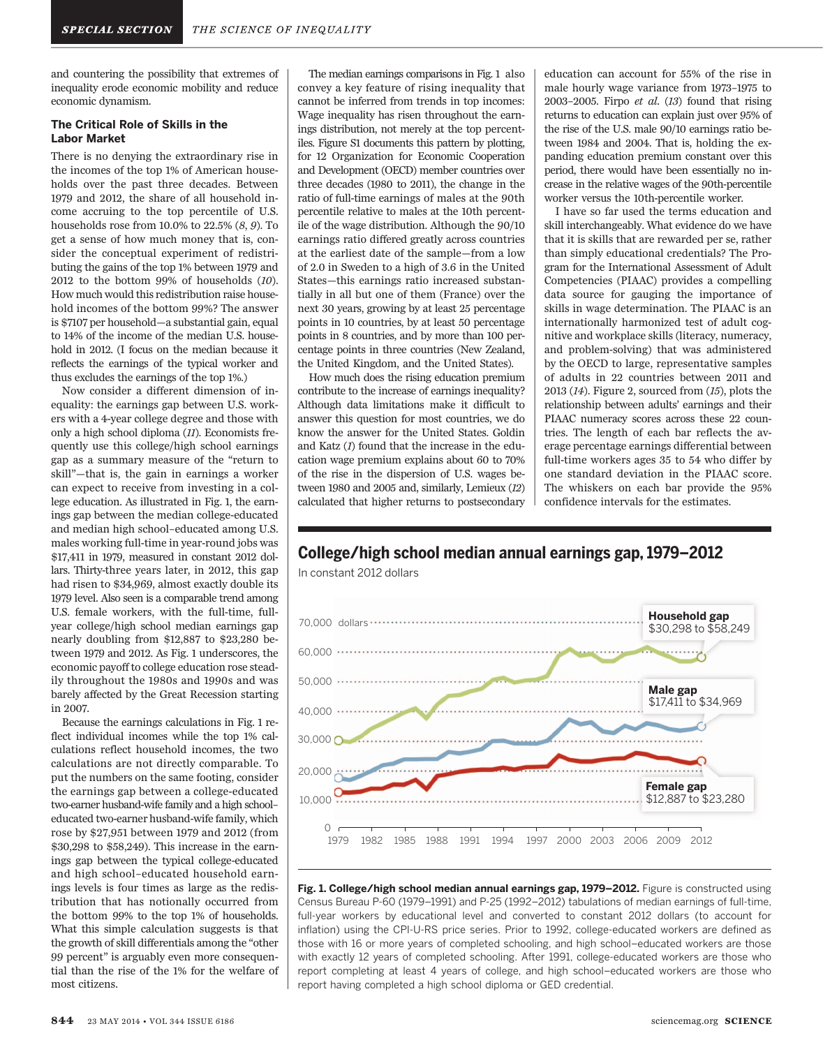and countering the possibility that extremes of inequality erode economic mobility and reduce economic dynamism.

### The Critical Role of Skills in the Labor Market

There is no denying the extraordinary rise in the incomes of the top 1% of American households over the past three decades. Between 1979 and 2012, the share of all household income accruing to the top percentile of U.S. households rose from 10.0% to 22.5% (*8*, *9*). To get a sense of how much money that is, consider the conceptual experiment of redistributing the gains of the top 1% between 1979 and 2012 to the bottom 99% of households (*10*). How much would this redistribution raise household incomes of the bottom 99%? The answer is $7107 per household—a substantial gain, equal to 14% of the income of the median U.S. household in 2012. (I focus on the median because it reflects the earnings of the typical worker and thus excludes the earnings of the top 1%.)

Now consider a different dimension of inequality: the earnings gap between U.S. workers with a 4-year college degree and those with only a high school diploma (*11*). Economists frequently use this college/high school earnings gap as a summary measure of the "return to skill"—that is, the gain in earnings a worker can expect to receive from investing in a college education. As illustrated in Fig. 1, the earnings gap between the median college-educated and median high school–educated among U.S. males working full-time in year-round jobs was $17,411 in 1979, measured in constant 2012 dollars. Thirty-three years later, in 2012, this gap had risen to $34,969, almost exactly double its 1979 level. Also seen is a comparable trend among U.S. female workers, with the full-time, full-year college/high school median earnings gap nearly doubling from $12,887 to $23,280 between 1979 and 2012. As Fig. 1 underscores, the economic payoff to college education rose steadily throughout the 1980s and 1990s and was barely affected by the Great Recession starting in 2007.

Because the earnings calculations in Fig. 1 reflect individual incomes while the top 1% calculations reflect household incomes, the two calculations are not directly comparable. To put the numbers on the same footing, consider the earnings gap between a college-educated two-earner husband-wife family and a high school–educated two-earner husband-wife family, which rose by $27,951 between 1979 and 2012 (from $30,298 to $58,249). This increase in the earnings gap between the typical college-educated and high school–educated household earnings levels is four times as large as the redistribution that has notionally occurred from the bottom 99% to the top 1% of households. What this simple calculation suggests is that the growth of skill differentials among the "other 99 percent" is arguably even more consequential than the rise of the 1% for the welfare of most citizens.

The median earnings comparisons in Fig. 1 also convey a key feature of rising inequality that cannot be inferred from trends in top incomes: Wage inequality has risen throughout the earnings distribution, not merely at the top percentiles. Figure S1 documents this pattern by plotting, for 12 Organization for Economic Cooperation and Development (OECD) member countries over three decades (1980 to 2011), the change in the ratio of full-time earnings of males at the 90th percentile relative to males at the 10th percentile of the wage distribution. Although the 90/10 earnings ratio differed greatly across countries at the earliest date of the sample—from a low of 2.0 in Sweden to a high of 3.6 in the United States—this earnings ratio increased substantially in all but one of them (France) over the next 30 years, growing by at least 25 percentage points in 10 countries, by at least 50 percentage points in 8 countries, and by more than 100 percentage points in three countries (New Zealand, the United Kingdom, and the United States).

How much does the rising education premium contribute to the increase of earnings inequality? Although data limitations make it difficult to answer this question for most countries, we do know the answer for the United States. Goldin and Katz (*1*) found that the increase in the education wage premium explains about 60 to 70% of the rise in the dispersion of U.S. wages between 1980 and 2005 and, similarly, Lemieux (*12*) calculated that higher returns to postsecondary education can account for 55% of the rise in male hourly wage variance from 1973–1975 to 2003–2005. Firpo *et al.* (*13*) found that rising returns to education can explain just over 95% of the rise of the U.S. male 90/10 earnings ratio between 1984 and 2004. That is, holding the expanding education premium constant over this period, there would have been essentially no increase in the relative wages of the 90th-percentile worker versus the 10th-percentile worker.

I have so far used the terms education and skill interchangeably. What evidence do we have that it is skills that are rewarded per se, rather than simply educational credentials? The Program for the International Assessment of Adult Competencies (PIAAC) provides a compelling data source for gauging the importance of skills in wage determination. The PIAAC is an internationally harmonized test of adult cognitive and workplace skills (literacy, numeracy, and problem-solving) that was administered by the OECD to large, representative samples of adults in 22 countries between 2011 and 2013 (*14*). Figure 2, sourced from (*15*), plots the relationship between adults' earnings and their PIAAC numeracy scores across these 22 countries. The length of each bar reflects the average percentage earnings differential between full-time workers ages 35 to 54 who differ by one standard deviation in the PIAAC score. The whiskers on each bar provide the 95% confidence intervals for the estimates.

**College/high school median annual earnings gap, 1979–2012**

In constant 2012 dollars

Household gap: $30,298 to $58,249
Male gap: $17,411 to $34,969
Female gap: $12,887 to $23,280

**Fig. 1. College/high school median annual earnings gap, 1979–2012.** Figure is constructed using Census Bureau P-60 (1979–1991) and P-25 (1992–2012) tabulations of median earnings of full-time, full-year workers by educational level and converted to constant 2012 dollars (to account for inflation) using the CPI-U-RS price series. Prior to 1992, college-educated workers are defined as those with 16 or more years of completed schooling, and high school–educated workers are those with exactly 12 years of completed schooling. After 1991, college-educated workers are those who report completing at least 4 years of college, and high school–educated workers are those who report having completed a high school diploma or GED credential.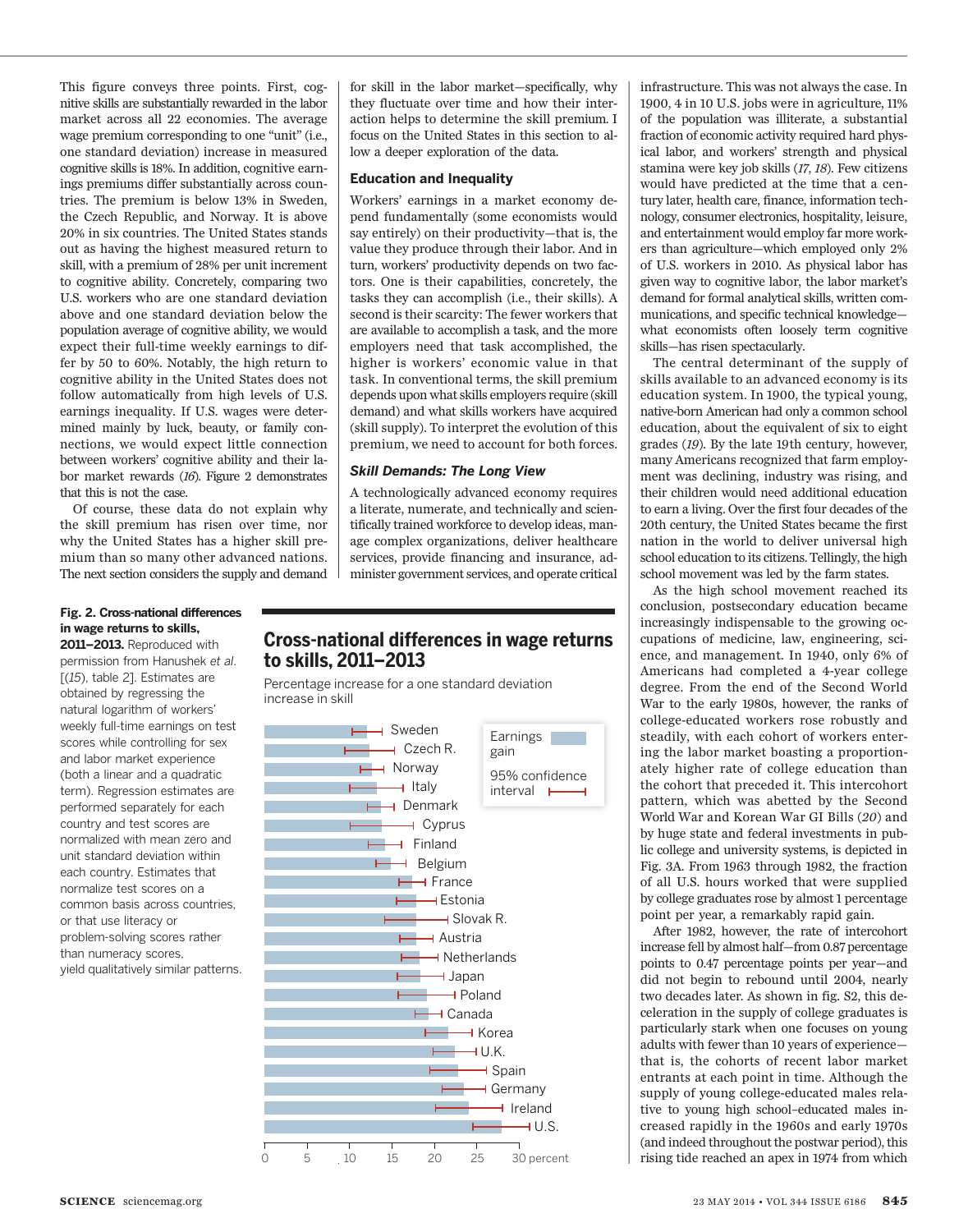This figure conveys three points. First, cognitive skills are substantially rewarded in the labor market across all 22 economies. The average wage premium corresponding to one "unit" (i.e., one standard deviation) increase in measured cognitive skills is 18%. In addition, cognitive earnings premiums differ substantially across countries. The premium is below 13% in Sweden, the Czech Republic, and Norway. It is above 20% in six countries. The United States stands out as having the highest measured return to skill, with a premium of 28% per unit increment to cognitive ability. Concretely, comparing two U.S. workers who are one standard deviation above and one standard deviation below the population average of cognitive ability, we would expect their full-time weekly earnings to differ by 50 to 60%. Notably, the high return to cognitive ability in the United States does not follow automatically from high levels of U.S. earnings inequality. If U.S. wages were determined mainly by luck, beauty, or family connections, we would expect little connection between workers' cognitive ability and their labor market rewards (*16*). Figure 2 demonstrates that this is not the case.

Of course, these data do not explain why the skill premium has risen over time, nor why the United States has a higher skill premium than so many other advanced nations. The next section considers the supply and demand for skill in the labor market—specifically, why they fluctuate over time and how their interaction helps to determine the skill premium. I focus on the United States in this section to allow a deeper exploration of the data.

### Education and Inequality

Workers' earnings in a market economy depend fundamentally (some economists would say entirely) on their productivity—that is, the value they produce through their labor. And in turn, workers' productivity depends on two factors. One is their capabilities, concretely, the tasks they can accomplish (i.e., their skills). A second is their scarcity: The fewer workers that are available to accomplish a task, and the more employers need that task accomplished, the higher is workers' economic value in that task. In conventional terms, the skill premium depends upon what skills employers require (skill demand) and what skills workers have acquired (skill supply). To interpret the evolution of this premium, we need to account for both forces.

#### *Skill Demands: The Long View*

A technologically advanced economy requires a literate, numerate, and technically and scientifically trained workforce to develop ideas, manage complex organizations, deliver healthcare services, provide financing and insurance, administer government services, and operate critical infrastructure. This was not always the case. In 1900, 4 in 10 U.S. jobs were in agriculture, 11% of the population was illiterate, a substantial fraction of economic activity required hard physical labor, and workers' strength and physical stamina were key job skills (*17*, *18*). Few citizens would have predicted at the time that a century later, health care, finance, information technology, consumer electronics, hospitality, leisure, and entertainment would employ far more workers than agriculture—which employed only 2% of U.S. workers in 2010. As physical labor has given way to cognitive labor, the labor market's demand for formal analytical skills, written communications, and specific technical knowledge—what economists often loosely term cognitive skills—has risen spectacularly.

The central determinant of the supply of skills available to an advanced economy is its education system. In 1900, the typical young, native-born American had only a common school education, about the equivalent of six to eight grades (*19*). By the late 19th century, however, many Americans recognized that farm employment was declining, industry was rising, and their children would need additional education to earn a living. Over the first four decades of the 20th century, the United States became the first nation in the world to deliver universal high school education to its citizens. Tellingly, the high school movement was led by the farm states.

As the high school movement reached its conclusion, postsecondary education became increasingly indispensable to the growing occupations of medicine, law, engineering, science, and management. In 1940, only 6% of Americans had completed a 4-year college degree. From the end of the Second World War to the early 1980s, however, the ranks of college-educated workers rose robustly and steadily, with each cohort of workers entering the labor market boasting a proportionately higher rate of college education than the cohort that preceded it. This intercohort pattern, which was abetted by the Second World War and Korean War GI Bills (*20*) and by huge state and federal investments in public college and university systems, is depicted in Fig. 3A. From 1963 through 1982, the fraction of all U.S. hours worked that were supplied by college graduates rose by almost 1 percentage point per year, a remarkably rapid gain.

After 1982, however, the rate of intercohort increase fell by almost half—from 0.87 percentage points to 0.47 percentage points per year—and did not begin to rebound until 2004, nearly two decades later. As shown in fig. S2, this deceleration in the supply of college graduates is particularly stark when one focuses on young adults with fewer than 10 years of experience—that is, the cohorts of recent labor market entrants at each point in time. Although the supply of young college-educated males relative to young high school–educated males increased rapidly in the 1960s and early 1970s (and indeed throughout the postwar period), this rising tide reached an apex in 1974 from which

**Cross-national differences in wage returns to skills, 2011–2013**

Percentage increase for a one standard deviation increase in skill

Sweden, Czech R., Norway, Italy, Denmark, Cyprus, Finland, Belgium, France, Estonia, Slovak R., Austria, Netherlands, Japan, Poland, Canada, Korea, U.K., Spain, Germany, Ireland, U.S.

Earnings gain; 95% confidence interval

0 5 10 15 20 25 30 percent

**Fig. 2. Cross-national differences in wage returns to skills, 2011–2013.** Reproduced with permission from Hanushek *et al.* [(*15*), table 2]. Estimates are obtained by regressing the natural logarithm of workers' weekly full-time earnings on test scores while controlling for sex and labor market experience (both a linear and a quadratic term). Regression estimates are performed separately for each country and test scores are normalized with mean zero and unit standard deviation within each country. Estimates that normalize test scores on a common basis across countries, or that use literacy or problem-solving scores rather than numeracy scores, yield qualitatively similar patterns.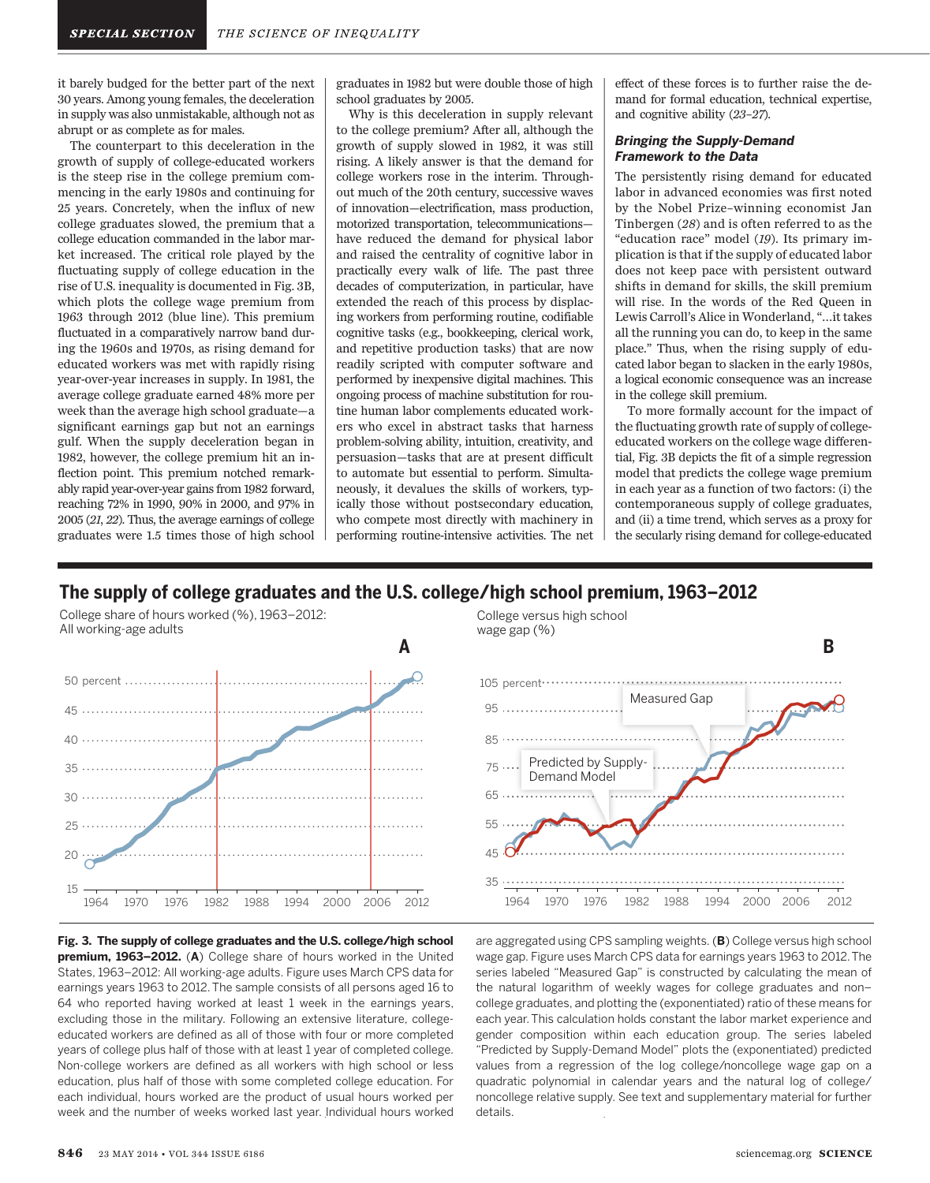it barely budged for the better part of the next 30 years. Among young females, the deceleration in supply was also unmistakable, although not as abrupt or as complete as for males.

The counterpart to this deceleration in the growth of supply of college-educated workers is the steep rise in the college premium commencing in the early 1980s and continuing for 25 years. Concretely, when the influx of new college graduates slowed, the premium that a college education commanded in the labor market increased. The critical role played by the fluctuating supply of college education in the rise of U.S. inequality is documented in Fig. 3B, which plots the college wage premium from 1963 through 2012 (blue line). This premium fluctuated in a comparatively narrow band during the 1960s and 1970s, as rising demand for educated workers was met with rapidly rising year-over-year increases in supply. In 1981, the average college graduate earned 48% more per week than the average high school graduate—a significant earnings gap but not an earnings gulf. When the supply deceleration began in 1982, however, the college premium hit an inflection point. This premium notched remarkably rapid year-over-year gains from 1982 forward, reaching 72% in 1990, 90% in 2000, and 97% in 2005 (*21*, *22*). Thus, the average earnings of college graduates were 1.5 times those of high school graduates in 1982 but were double those of high school graduates by 2005.

Why is this deceleration in supply relevant to the college premium? After all, although the growth of supply slowed in 1982, it was still rising. A likely answer is that the demand for college workers rose in the interim. Throughout much of the 20th century, successive waves of innovation—electrification, mass production, motorized transportation, telecommunications—have reduced the demand for physical labor and raised the centrality of cognitive labor in practically every walk of life. The past three decades of computerization, in particular, have extended the reach of this process by displacing workers from performing routine, codifiable cognitive tasks (e.g., bookkeeping, clerical work, and repetitive production tasks) that are now readily scripted with computer software and performed by inexpensive digital machines. This ongoing process of machine substitution for routine human labor complements educated workers who excel in abstract tasks that harness problem-solving ability, intuition, creativity, and persuasion—tasks that are at present difficult to automate but essential to perform. Simultaneously, it devalues the skills of workers, typically those without postsecondary education, who compete most directly with machinery in performing routine-intensive activities. The net effect of these forces is to further raise the demand for formal education, technical expertise, and cognitive ability (*23*–*27*).

### Bringing the Supply-Demand Framework to the Data

The persistently rising demand for educated labor in advanced economies was first noted by the Nobel Prize–winning economist Jan Tinbergen (*28*) and is often referred to as the "education race" model (*19*). Its primary implication is that if the supply of educated labor does not keep pace with persistent outward shifts in demand for skills, the skill premium will rise. In the words of the Red Queen in Lewis Carroll's Alice in Wonderland, "…it takes all the running you can do, to keep in the same place." Thus, when the rising supply of educated labor began to slacken in the early 1980s, a logical economic consequence was an increase in the college skill premium.

To more formally account for the impact of the fluctuating growth rate of supply of college-educated workers on the college wage differential, Fig. 3B depicts the fit of a simple regression model that predicts the college wage premium in each year as a function of two factors: (i) the contemporaneous supply of college graduates, and (ii) a time trend, which serves as a proxy for the secularly rising demand for college-educated

## The supply of college graduates and the U.S. college/high school premium, 1963–2012

**Fig. 3. The supply of college graduates and the U.S. college/high school premium, 1963–2012.** (**A**) College share of hours worked in the United States, 1963–2012: All working-age adults. Figure uses March CPS data for earnings years 1963 to 2012. The sample consists of all persons aged 16 to 64 who reported having worked at least 1 week in the earnings years, excluding those in the military. Following an extensive literature, college-educated workers are defined as all of those with four or more completed years of college plus half of those with at least 1 year of completed college. Non-college workers are defined as all workers with high school or less education, plus half of those with some completed college education. For each individual, hours worked are the product of usual hours worked per week and the number of weeks worked last year. Individual hours worked are aggregated using CPS sampling weights. (**B**) College versus high school wage gap. Figure uses March CPS data for earnings years 1963 to 2012. The series labeled "Measured Gap" is constructed by calculating the mean of the natural logarithm of weekly wages for college graduates and non–college graduates, and plotting the (exponentiated) ratio of these means for each year. This calculation holds constant the labor market experience and gender composition within each education group. The series labeled "Predicted by Supply-Demand Model" plots the (exponentiated) predicted values from a regression of the log college/noncollege wage gap on a quadratic polynomial in calendar years and the natural log of college/noncollege relative supply. See text and supplementary material for further details.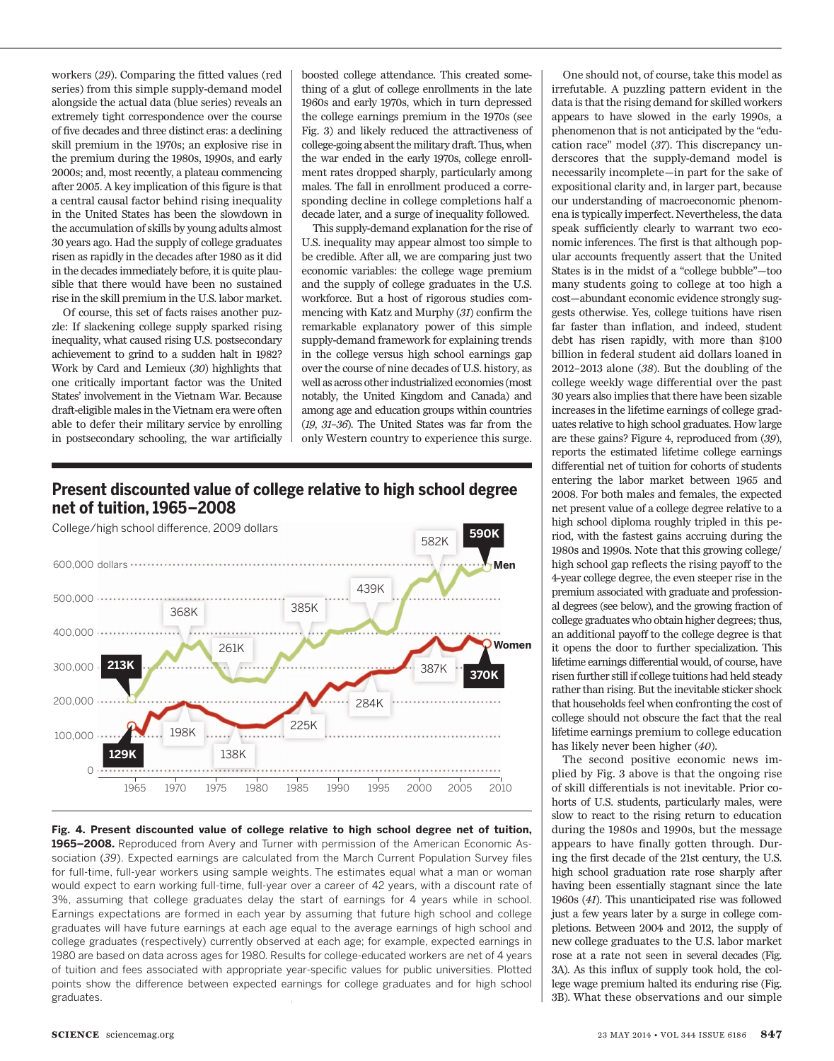workers (*29*). Comparing the fitted values (red series) from this simple supply-demand model alongside the actual data (blue series) reveals an extremely tight correspondence over the course of five decades and three distinct eras: a declining skill premium in the 1970s; an explosive rise in the premium during the 1980s, 1990s, and early 2000s; and, most recently, a plateau commencing after 2005. A key implication of this figure is that a central causal factor behind rising inequality in the United States has been the slowdown in the accumulation of skills by young adults almost 30 years ago. Had the supply of college graduates risen as rapidly in the decades after 1980 as it did in the decades immediately before, it is quite plausible that there would have been no sustained rise in the skill premium in the U.S. labor market.

Of course, this set of facts raises another puzzle: If slackening college supply sparked rising inequality, what caused rising U.S. postsecondary achievement to grind to a sudden halt in 1982? Work by Card and Lemieux (*30*) highlights that one critically important factor was the United States' involvement in the Vietnam War. Because draft-eligible males in the Vietnam era were often able to defer their military service by enrolling in postsecondary schooling, the war artificially boosted college attendance. This created something of a glut of college enrollments in the late 1960s and early 1970s, which in turn depressed the college earnings premium in the 1970s (see Fig. 3) and likely reduced the attractiveness of college-going absent the military draft. Thus, when the war ended in the early 1970s, college enrollment rates dropped sharply, particularly among males. The fall in enrollment produced a corresponding decline in college completions half a decade later, and a surge of inequality followed.

This supply-demand explanation for the rise of U.S. inequality may appear almost too simple to be credible. After all, we are comparing just two economic variables: the college wage premium and the supply of college graduates in the U.S. workforce. But a host of rigorous studies commencing with Katz and Murphy (*31*) confirm the remarkable explanatory power of this simple supply-demand framework for explaining trends in the college versus high school earnings gap over the course of nine decades of U.S. history, as well as across other industrialized economies (most notably, the United Kingdom and Canada) and among age and education groups within countries (*19*, *31–36*). The United States was far from the only Western country to experience this surge.

## Present discounted value of college relative to high school degree net of tuition, 1965–2008

**Fig. 4. Present discounted value of college relative to high school degree net of tuition, 1965–2008.** Reproduced from Avery and Turner with permission of the American Economic Association (*39*). Expected earnings are calculated from the March Current Population Survey files for full-time, full-year workers using sample weights. The estimates equal what a man or woman would expect to earn working full-time, full-year over a career of 42 years, with a discount rate of 3%, assuming that college graduates delay the start of earnings for 4 years while in school. Earnings expectations are formed in each year by assuming that future high school and college graduates will have future earnings at each age equal to the average earnings of high school and college graduates (respectively) currently observed at each age; for example, expected earnings in 1980 are based on data across ages for 1980. Results for college-educated workers are net of 4 years of tuition and fees associated with appropriate year-specific values for public universities. Plotted points show the difference between expected earnings for college graduates and for high school graduates.

One should not, of course, take this model as irrefutable. A puzzling pattern evident in the data is that the rising demand for skilled workers appears to have slowed in the early 1990s, a phenomenon that is not anticipated by the "education race" model (*37*). This discrepancy underscores that the supply-demand model is necessarily incomplete—in part for the sake of expositional clarity and, in larger part, because our understanding of macroeconomic phenomena is typically imperfect. Nevertheless, the data speak sufficiently clearly to warrant two economic inferences. The first is that although popular accounts frequently assert that the United States is in the midst of a "college bubble"—too many students going to college at too high a cost—abundant economic evidence strongly suggests otherwise. Yes, college tuitions have risen far faster than inflation, and indeed, student debt has risen rapidly, with more than \$100 billion in federal student aid dollars loaned in 2012–2013 alone (*38*). But the doubling of the college weekly wage differential over the past 30 years also implies that there have been sizable increases in the lifetime earnings of college graduates relative to high school graduates. How large are these gains? Figure 4, reproduced from (*39*), reports the estimated lifetime college earnings differential net of tuition for cohorts of students entering the labor market between 1965 and 2008. For both males and females, the expected net present value of a college degree relative to a high school diploma roughly tripled in this period, with the fastest gains accruing during the 1980s and 1990s. Note that this growing college/high school gap reflects the rising payoff to the 4-year college degree, the even steeper rise in the premium associated with graduate and professional degrees (see below), and the growing fraction of college graduates who obtain higher degrees; thus, an additional payoff to the college degree is that it opens the door to further specialization. This lifetime earnings differential would, of course, have risen further still if college tuitions had held steady rather than rising. But the inevitable sticker shock that households feel when confronting the cost of college should not obscure the fact that the real lifetime earnings premium to college education has likely never been higher (*40*).

The second positive economic news implied by Fig. 3 above is that the ongoing rise of skill differentials is not inevitable. Prior cohorts of U.S. students, particularly males, were slow to react to the rising return to education during the 1980s and 1990s, but the message appears to have finally gotten through. During the first decade of the 21st century, the U.S. high school graduation rate rose sharply after having been essentially stagnant since the late 1960s (*41*). This unanticipated rise was followed just a few years later by a surge in college completions. Between 2004 and 2012, the supply of new college graduates to the U.S. labor market rose at a rate not seen in several decades (Fig. 3A). As this influx of supply took hold, the college wage premium halted its enduring rise (Fig. 3B). What these observations and our simple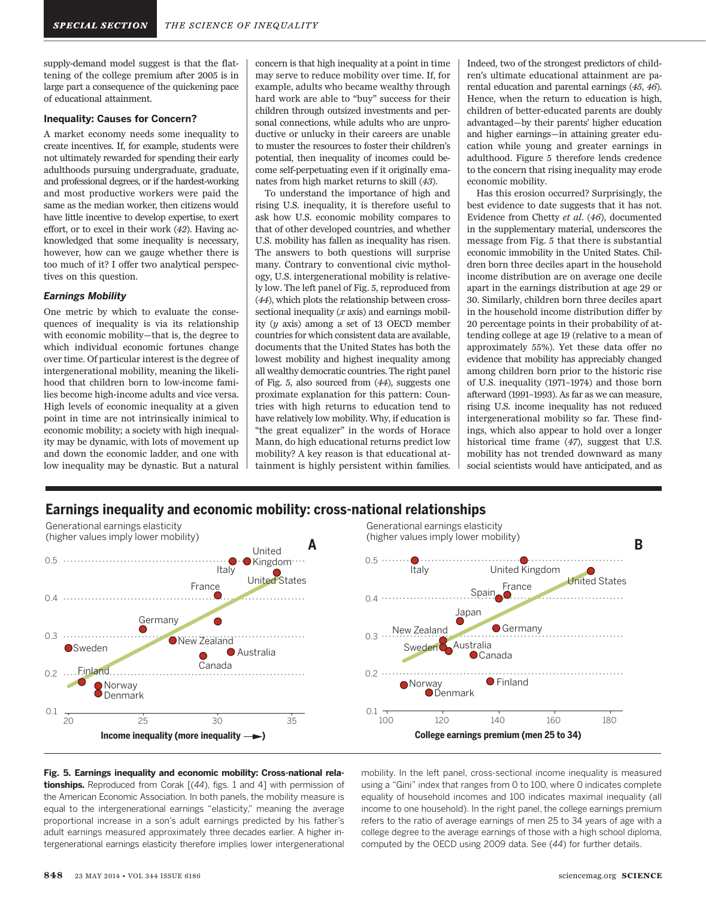supply-demand model suggest is that the flattening of the college premium after 2005 is in large part a consequence of the quickening pace of educational attainment.

### Inequality: Causes for Concern?

A market economy needs some inequality to create incentives. If, for example, students were not ultimately rewarded for spending their early adulthoods pursuing undergraduate, graduate, and professional degrees, or if the hardest-working and most productive workers were paid the same as the median worker, then citizens would have little incentive to develop expertise, to exert effort, or to excel in their work (*42*). Having acknowledged that some inequality is necessary, however, how can we gauge whether there is too much of it? I offer two analytical perspectives on this question.

#### *Earnings Mobility*

One metric by which to evaluate the consequences of inequality is via its relationship with economic mobility—that is, the degree to which individual economic fortunes change over time. Of particular interest is the degree of intergenerational mobility, meaning the likelihood that children born to low-income families become high-income adults and vice versa. High levels of economic inequality at a given point in time are not intrinsically inimical to economic mobility; a society with high inequality may be dynamic, with lots of movement up and down the economic ladder, and one with low inequality may be dynastic. But a natural concern is that high inequality at a point in time may serve to reduce mobility over time. If, for example, adults who became wealthy through hard work are able to "buy" success for their children through outsized investments and personal connections, while adults who are unproductive or unlucky in their careers are unable to muster the resources to foster their children's potential, then inequality of incomes could become self-perpetuating even if it originally emanates from high market returns to skill (*43*).

To understand the importance of high and rising U.S. inequality, it is therefore useful to ask how U.S. economic mobility compares to that of other developed countries, and whether U.S. mobility has fallen as inequality has risen. The answers to both questions will surprise many. Contrary to conventional civic mythology, U.S. intergenerational mobility is relatively low. The left panel of Fig. 5, reproduced from (*44*), which plots the relationship between cross-sectional inequality (*x* axis) and earnings mobility (*y* axis) among a set of 13 OECD member countries for which consistent data are available, documents that the United States has both the lowest mobility and highest inequality among all wealthy democratic countries. The right panel of Fig. 5, also sourced from (*44*), suggests one proximate explanation for this pattern: Countries with high returns to education tend to have relatively low mobility. Why, if education is "the great equalizer" in the words of Horace Mann, do high educational returns predict low mobility? A key reason is that educational attainment is highly persistent within families. Indeed, two of the strongest predictors of children's ultimate educational attainment are parental education and parental earnings (*45*, *46*). Hence, when the return to education is high, children of better-educated parents are doubly advantaged—by their parents' higher education and higher earnings—in attaining greater education while young and greater earnings in adulthood. Figure 5 therefore lends credence to the concern that rising inequality may erode economic mobility.

Has this erosion occurred? Surprisingly, the best evidence to date suggests that it has not. Evidence from Chetty *et al.* (*46*), documented in the supplementary material, underscores the message from Fig. 5 that there is substantial economic immobility in the United States. Children born three deciles apart in the household income distribution are on average one decile apart in the earnings distribution at age 29 or 30. Similarly, children born three deciles apart in the household income distribution differ by 20 percentage points in their probability of attending college at age 19 (relative to a mean of approximately 55%). Yet these data offer no evidence that mobility has appreciably changed among children born prior to the historic rise of U.S. inequality (1971–1974) and those born afterward (1991–1993). As far as we can measure, rising U.S. income inequality has not reduced intergenerational mobility so far. These findings, which also appear to hold over a longer historical time frame (*47*), suggest that U.S. mobility has not trended downward as many social scientists would have anticipated, and as

**Earnings inequality and economic mobility: cross-national relationships**

A

Generational earnings elasticity (higher values imply lower mobility)

0.5
0.4
0.3
0.2
0.1

United Kingdom, Italy, United States, France, Germany, New Zealand, Sweden, Australia, Canada, Finland, Norway, Denmark

20 25 30 35

Income inequality (more inequality →)

B

Generational earnings elasticity (higher values imply lower mobility)

0.5
0.4
0.3
0.2
0.1

Italy, United Kingdom, United States, Spain, France, Japan, New Zealand, Germany, Sweden, Australia, Canada, Norway, Finland, Denmark

100 120 140 160 180

College earnings premium (men 25 to 34)

**Fig. 5. Earnings inequality and economic mobility: Cross-national relationships.** Reproduced from Corak [(*44*), figs. 1 and 4] with permission of the American Economic Association. In both panels, the mobility measure is equal to the intergenerational earnings "elasticity," meaning the average proportional increase in a son's adult earnings predicted by his father's adult earnings measured approximately three decades earlier. A higher intergenerational earnings elasticity therefore implies lower intergenerational mobility. In the left panel, cross-sectional income inequality is measured using a "Gini" index that ranges from 0 to 100, where 0 indicates complete equality of household incomes and 100 indicates maximal inequality (all income to one household). In the right panel, the college earnings premium refers to the ratio of average earnings of men 25 to 34 years of age with a college degree to the average earnings of those with a high school diploma, computed by the OECD using 2009 data. See (*44*) for further details.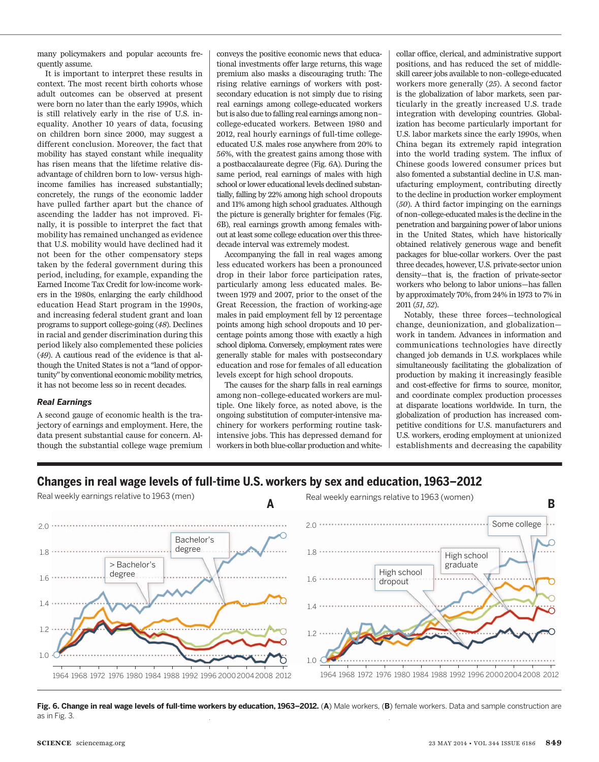many policymakers and popular accounts frequently assume.

It is important to interpret these results in context. The most recent birth cohorts whose adult outcomes can be observed at present were born no later than the early 1990s, which is still relatively early in the rise of U.S. inequality. Another 10 years of data, focusing on children born since 2000, may suggest a different conclusion. Moreover, the fact that mobility has stayed constant while inequality has risen means that the lifetime relative disadvantage of children born to low- versus high-income families has increased substantially; concretely, the rungs of the economic ladder have pulled farther apart but the chance of ascending the ladder has not improved. Finally, it is possible to interpret the fact that U.S. mobility has remained unchanged as evidence that U.S. mobility would have declined had it not been for the other compensatory steps taken by the federal government during this period, including, for example, expanding the Earned Income Tax Credit for low-income workers in the 1980s, enlarging the early childhood education Head Start program in the 1990s, and increasing federal student grant and loan programs to support college-going (*48*). Declines in racial and gender discrimination during this period likely also complemented these policies (*49*). A cautious read of the evidence is that although the United States is not a "land of opportunity" by conventional economic mobility metrics, it has not become less so in recent decades.

### *Real Earnings*

A second gauge of economic health is the trajectory of earnings and employment. Here, the data present substantial cause for concern. Although the substantial college wage premium conveys the positive economic news that educational investments offer large returns, this wage premium also masks a discouraging truth: The rising relative earnings of workers with postsecondary education is not simply due to rising real earnings among college-educated workers but is also due to falling real earnings among non–college-educated workers. Between 1980 and 2012, real hourly earnings of full-time college-educated U.S. males rose anywhere from 20% to 56%, with the greatest gains among those with a postbaccalaureate degree (Fig. 6A). During the same period, real earnings of males with high school or lower educational levels declined substantially, falling by 22% among high school dropouts and 11% among high school graduates. Although the picture is generally brighter for females (Fig. 6B), real earnings growth among females without at least some college education over this three-decade interval was extremely modest.

Accompanying the fall in real wages among less educated workers has been a pronounced drop in their labor force participation rates, particularly among less educated males. Between 1979 and 2007, prior to the onset of the Great Recession, the fraction of working-age males in paid employment fell by 12 percentage points among high school dropouts and 10 percentage points among those with exactly a high school diploma. Conversely, employment rates were generally stable for males with postsecondary education and rose for females of all education levels except for high school dropouts.

The causes for the sharp falls in real earnings among non–college-educated workers are multiple. One likely force, as noted above, is the ongoing substitution of computer-intensive machinery for workers performing routine task-intensive jobs. This has depressed demand for workers in both blue-collar production and white-collar office, clerical, and administrative support positions, and has reduced the set of middle-skill career jobs available to non–college-educated workers more generally (*25*). A second factor is the globalization of labor markets, seen particularly in the greatly increased U.S. trade integration with developing countries. Globalization has become particularly important for U.S. labor markets since the early 1990s, when China began its extremely rapid integration into the world trading system. The influx of Chinese goods lowered consumer prices but also fomented a substantial decline in U.S. manufacturing employment, contributing directly to the decline in production worker employment (*50*). A third factor impinging on the earnings of non–college-educated males is the decline in the penetration and bargaining power of labor unions in the United States, which have historically obtained relatively generous wage and benefit packages for blue-collar workers. Over the past three decades, however, U.S. private-sector union density—that is, the fraction of private-sector workers who belong to labor unions—has fallen by approximately 70%, from 24% in 1973 to 7% in 2011 (*51*, *52*).

Notably, these three forces—technological change, deunionization, and globalization—work in tandem. Advances in information and communications technologies have directly changed job demands in U.S. workplaces while simultaneously facilitating the globalization of production by making it increasingly feasible and cost-effective for firms to source, monitor, and coordinate complex production processes at disparate locations worldwide. In turn, the globalization of production has increased competitive conditions for U.S. manufacturers and U.S. workers, eroding employment at unionized establishments and decreasing the capability

**Changes in real wage levels of full-time U.S. workers by sex and education, 1963–2012**

**Fig. 6. Change in real wage levels of full-time workers by education, 1963–2012.** (**A**) Male workers, (**B**) female workers. Data and sample construction are as in Fig. 3.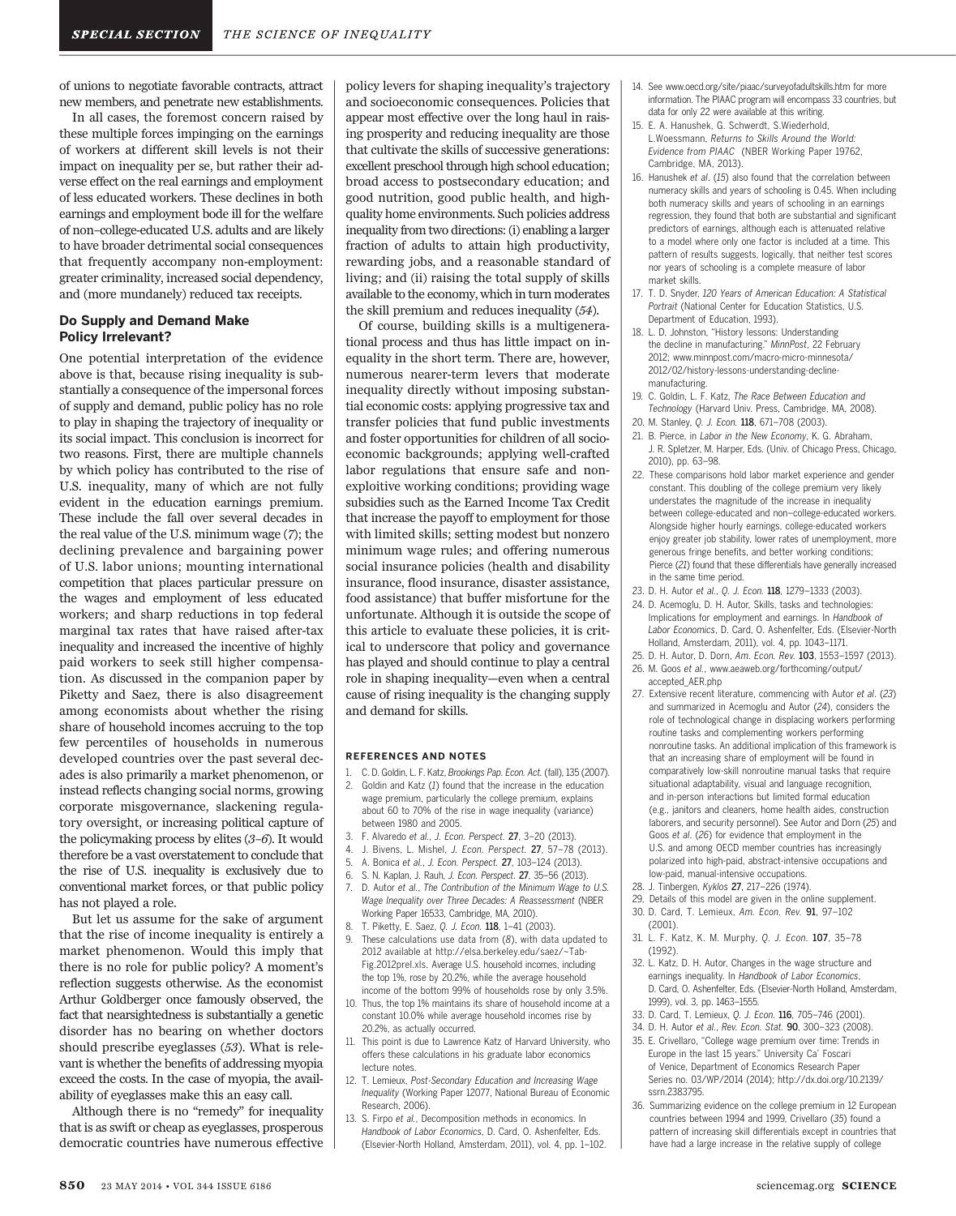of unions to negotiate favorable contracts, attract new members, and penetrate new establishments.

In all cases, the foremost concern raised by these multiple forces impinging on the earnings of workers at different skill levels is not their impact on inequality per se, but rather their adverse effect on the real earnings and employment of less educated workers. These declines in both earnings and employment bode ill for the welfare of non–college-educated U.S. adults and are likely to have broader detrimental social consequences that frequently accompany non-employment: greater criminality, increased social dependency, and (more mundanely) reduced tax receipts.

## Do Supply and Demand Make Policy Irrelevant?

One potential interpretation of the evidence above is that, because rising inequality is substantially a consequence of the impersonal forces of supply and demand, public policy has no role to play in shaping the trajectory of inequality or its social impact. This conclusion is incorrect for two reasons. First, there are multiple channels by which policy has contributed to the rise of U.S. inequality, many of which are not fully evident in the education earnings premium. These include the fall over several decades in the real value of the U.S. minimum wage (*7*); the declining prevalence and bargaining power of U.S. labor unions; mounting international competition that places particular pressure on the wages and employment of less educated workers; and sharp reductions in top federal marginal tax rates that have raised after-tax inequality and increased the incentive of highly paid workers to seek still higher compensation. As discussed in the companion paper by Piketty and Saez, there is also disagreement among economists about whether the rising share of household incomes accruing to the top few percentiles of households in numerous developed countries over the past several decades is also primarily a market phenomenon, or instead reflects changing social norms, growing corporate misgovernance, slackening regulatory oversight, or increasing political capture of the policymaking process by elites (*3–6*). It would therefore be a vast overstatement to conclude that the rise of U.S. inequality is exclusively due to conventional market forces, or that public policy has not played a role.

But let us assume for the sake of argument that the rise of income inequality is entirely a market phenomenon. Would this imply that there is no role for public policy? A moment's reflection suggests otherwise. As the economist Arthur Goldberger once famously observed, the fact that nearsightedness is substantially a genetic disorder has no bearing on whether doctors should prescribe eyeglasses (*53*). What is relevant is whether the benefits of addressing myopia exceed the costs. In the case of myopia, the availability of eyeglasses make this an easy call.

Although there is no "remedy" for inequality that is as swift or cheap as eyeglasses, prosperous democratic countries have numerous effective policy levers for shaping inequality's trajectory and socioeconomic consequences. Policies that appear most effective over the long haul in raising prosperity and reducing inequality are those that cultivate the skills of successive generations: excellent preschool through high school education; broad access to postsecondary education; and good nutrition, good public health, and high-quality home environments. Such policies address inequality from two directions: (i) enabling a larger fraction of adults to attain high productivity, rewarding jobs, and a reasonable standard of living; and (ii) raising the total supply of skills available to the economy, which in turn moderates the skill premium and reduces inequality (*54*).

Of course, building skills is a multigenerational process and thus has little impact on inequality in the short term. There are, however, numerous nearer-term levers that moderate inequality directly without imposing substantial economic costs: applying progressive tax and transfer policies that fund public investments and foster opportunities for children of all socioeconomic backgrounds; applying well-crafted labor regulations that ensure safe and nonexploitive working conditions; providing wage subsidies such as the Earned Income Tax Credit that increase the payoff to employment for those with limited skills; setting modest but nonzero minimum wage rules; and offering numerous social insurance policies (health and disability insurance, flood insurance, disaster assistance, food assistance) that buffer misfortune for the unfortunate. Although it is outside the scope of this article to evaluate these policies, it is critical to underscore that policy and governance has played and should continue to play a central role in shaping inequality—even when a central cause of rising inequality is the changing supply and demand for skills.

### REFERENCES AND NOTES

1. C. D. Goldin, L. F. Katz, *Brookings Pap. Econ. Act.* (fall), 135 (2007).
2. Goldin and Katz (*1*) found that the increase in the education wage premium, particularly the college premium, explains about 60 to 70% of the rise in wage inequality (variance) between 1980 and 2005.
3. F. Alvaredo *et al.*, *J. Econ. Perspect.* **27**, 3–20 (2013).
4. J. Bivens, L. Mishel, *J. Econ. Perspect.* **27**, 57–78 (2013).
5. A. Bonica *et al.*, *J. Econ. Perspect.* **27**, 103–124 (2013).
6. S. N. Kaplan, J. Rauh, *J. Econ. Perspect.* **27**, 35–56 (2013).
7. D. Autor *et al.*, *The Contribution of the Minimum Wage to U.S. Wage Inequality over Three Decades: A Reassessment* (NBER Working Paper 16533, Cambridge, MA, 2010).
8. T. Piketty, E. Saez, *Q. J. Econ.* **118**, 1–41 (2003).
9. These calculations use data from (*8*), with data updated to 2012 available at http://elsa.berkeley.edu/saez/~Tab-Fig.2012prel.xls. Average U.S. household incomes, including the top 1%, rose by 20.2%, while the average household income of the bottom 99% of households rose by only 3.5%.
10. Thus, the top 1% maintains its share of household income at a constant 10.0% while average household incomes rise by 20.2%, as actually occurred.
11. This point is due to Lawrence Katz of Harvard University, who offers these calculations in his graduate labor economics lecture notes.
12. T. Lemieux, *Post-Secondary Education and Increasing Wage Inequality* (Working Paper 12077, National Bureau of Economic Research, 2006).
13. S. Firpo *et al.*, Decomposition methods in economics. In *Handbook of Labor Economics*, D. Card, O. Ashenfelter, Eds. (Elsevier-North Holland, Amsterdam, 2011), vol. 4, pp. 1–102.
14. See www.oecd.org/site/piaac/surveyofadultskills.htm for more information. The PIAAC program will encompass 33 countries, but data for only 22 were available at this writing.
15. E. A. Hanushek, G. Schwerdt, S.Wiederhold, L.Woessmann, *Returns to Skills Around the World: Evidence from PIAAC* (NBER Working Paper 19762, Cambridge, MA, 2013).
16. Hanushek *et al.* (*15*) also found that the correlation between numeracy skills and years of schooling is 0.45. When including both numeracy skills and years of schooling in an earnings regression, they found that both are substantial and significant predictors of earnings, although each is attenuated relative to a model where only one factor is included at a time. This pattern of results suggests, logically, that neither test scores nor years of schooling is a complete measure of labor market skills.
17. T. D. Snyder, *120 Years of American Education: A Statistical Portrait* (National Center for Education Statistics, U.S. Department of Education, 1993).
18. L. D. Johnston, "History lessons: Understanding the decline in manufacturing." *MinnPost*, 22 February 2012; www.minnpost.com/macro-micro-minnesota/2012/02/history-lessons-understanding-decline-manufacturing.
19. C. Goldin, L. F. Katz, *The Race Between Education and Technology* (Harvard Univ. Press, Cambridge, MA, 2008).
20. M. Stanley, *Q. J. Econ.* **118**, 671–708 (2003).
21. B. Pierce, in *Labor in the New Economy*, K. G. Abraham, J. R. Spletzer, M. Harper, Eds. (Univ. of Chicago Press, Chicago, 2010), pp. 63–98.
22. These comparisons hold labor market experience and gender constant. This doubling of the college premium very likely understates the magnitude of the increase in inequality between college-educated and non–college-educated workers. Alongside higher hourly earnings, college-educated workers enjoy greater job stability, lower rates of unemployment, more generous fringe benefits, and better working conditions; Pierce (*21*) found that these differentials have generally increased in the same time period.
23. D. H. Autor *et al.*, *Q. J. Econ.* **118**, 1279–1333 (2003).
24. D. Acemoglu, D. H. Autor, Skills, tasks and technologies: Implications for employment and earnings. In *Handbook of Labor Economics*, D. Card, O. Ashenfelter, Eds. (Elsevier-North Holland, Amsterdam, 2011), vol. 4, pp. 1043–1171.
25. D. H. Autor, D. Dorn, *Am. Econ. Rev.* **103**, 1553–1597 (2013).
26. M. Goos *et al.*, www.aeaweb.org/forthcoming/output/accepted_AER.php
27. Extensive recent literature, commencing with Autor *et al.* (*23*) and summarized in Acemoglu and Autor (*24*), considers the role of technological change in displacing workers performing routine tasks and complementing workers performing nonroutine tasks. An additional implication of this framework is that an increasing share of employment will be found in comparatively low-skill nonroutine manual tasks that require situational adaptability, visual and language recognition, and in-person interactions but limited formal education (e.g., janitors and cleaners, home health aides, construction laborers, and security personnel). See Autor and Dorn (*25*) and Goos *et al.* (*26*) for evidence that employment in the U.S. and among OECD member countries has increasingly polarized into high-paid, abstract-intensive occupations and low-paid, manual-intensive occupations.
28. J. Tinbergen, *Kyklos* **27**, 217–226 (1974).
29. Details of this model are given in the online supplement.
30. D. Card, T. Lemieux, *Am. Econ. Rev.* **91**, 97–102 (2001).
31. L. F. Katz, K. M. Murphy, *Q. J. Econ.* **107**, 35–78 (1992).
32. L. Katz, D. H. Autor, Changes in the wage structure and earnings inequality. In *Handbook of Labor Economics*, D. Card, O. Ashenfelter, Eds. (Elsevier-North Holland, Amsterdam, 1999), vol. 3, pp. 1463–1555.
33. D. Card, T. Lemieux, *Q. J. Econ.* **116**, 705–746 (2001).
34. D. H. Autor *et al.*, *Rev. Econ. Stat.* **90**, 300–323 (2008).
35. E. Crivellaro, "College wage premium over time: Trends in Europe in the last 15 years." University Ca' Foscari of Venice, Department of Economics Research Paper Series no. 03/WP/2014 (2014); http://dx.doi.org/10.2139/ssrn.2383795.
36. Summarizing evidence on the college premium in 12 European countries between 1994 and 1999, Crivellaro (*35*) found a pattern of increasing skill differentials except in countries that have had a large increase in the relative supply of college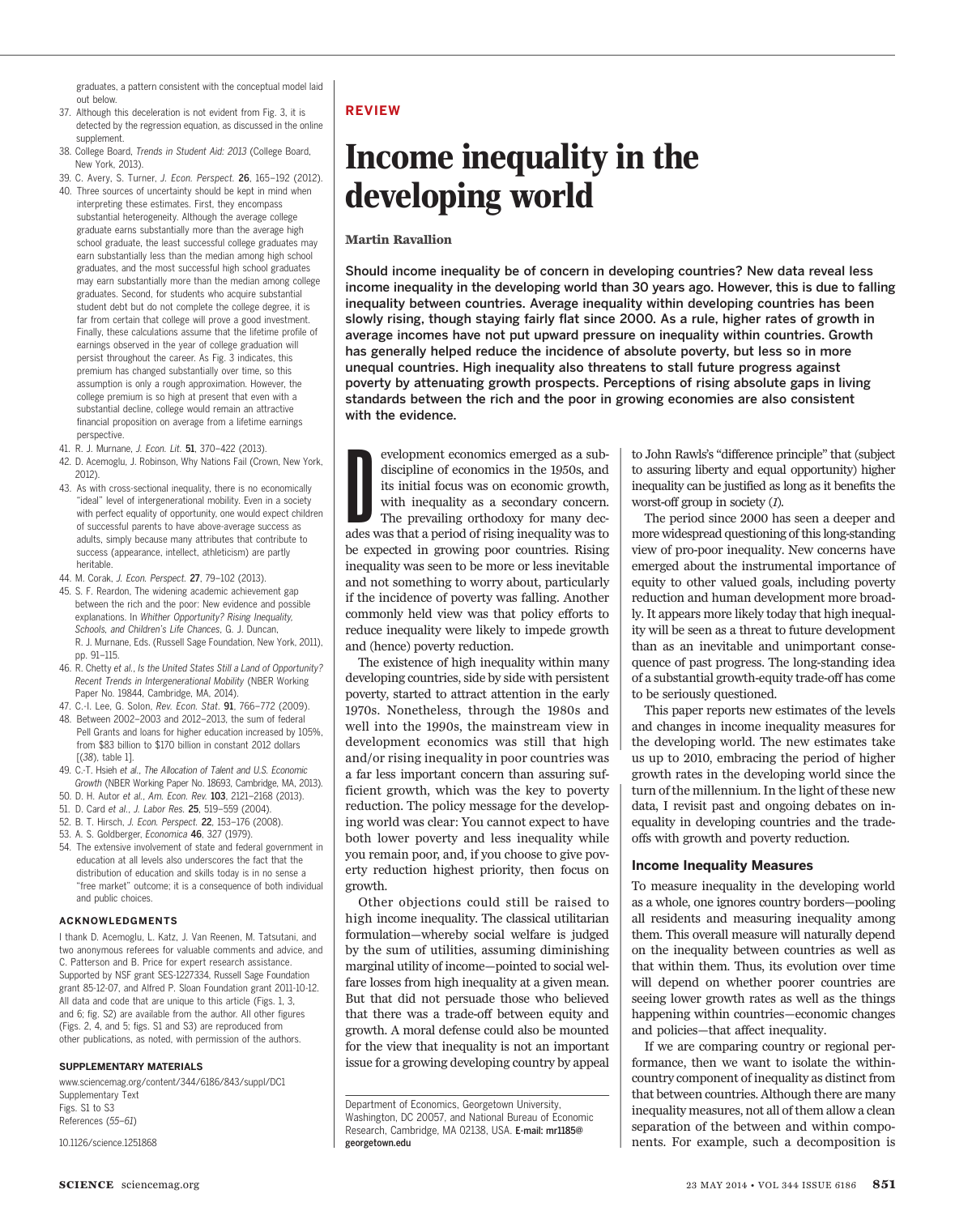graduates, a pattern consistent with the conceptual model laid out below.

37. Although this deceleration is not evident from Fig. 3, it is detected by the regression equation, as discussed in the online supplement.
38. College Board, *Trends in Student Aid: 2013* (College Board, New York, 2013).
39. C. Avery, S. Turner, *J. Econ. Perspect.* **26**, 165–192 (2012).
40. Three sources of uncertainty should be kept in mind when interpreting these estimates. First, they encompass substantial heterogeneity. Although the average college graduate earns substantially more than the average high school graduate, the least successful college graduates may earn substantially less than the median among high school graduates, and the most successful high school graduates may earn substantially more than the median among college graduates. Second, for students who acquire substantial student debt but do not complete the college degree, it is far from certain that college will prove a good investment. Finally, these calculations assume that the lifetime profile of earnings observed in the year of college graduation will persist throughout the career. As Fig. 3 indicates, this premium has changed substantially over time, so this assumption is only a rough approximation. However, the college premium is so high at present that even with a substantial decline, college would remain an attractive financial proposition on average from a lifetime earnings perspective.
41. R. J. Murnane, *J. Econ. Lit.* **51**, 370–422 (2013).
42. D. Acemoglu, J. Robinson, Why Nations Fail (Crown, New York, 2012).
43. As with cross-sectional inequality, there is no economically "ideal" level of intergenerational mobility. Even in a society with perfect equality of opportunity, one would expect children of successful parents to have above-average success as adults, simply because many attributes that contribute to success (appearance, intellect, athleticism) are partly heritable.
44. M. Corak, *J. Econ. Perspect.* **27**, 79–102 (2013).
45. S. F. Reardon, The widening academic achievement gap between the rich and the poor: New evidence and possible explanations. In *Whither Opportunity? Rising Inequality, Schools, and Children's Life Chances*, G. J. Duncan, R. J. Murnane, Eds. (Russell Sage Foundation, New York, 2011), pp. 91–115.
46. R. Chetty *et al.*, *Is the United States Still a Land of Opportunity? Recent Trends in Intergenerational Mobility* (NBER Working Paper No. 19844, Cambridge, MA, 2014).
47. C.-I. Lee, G. Solon, *Rev. Econ. Stat.* **91**, 766–772 (2009).
48. Between 2002–2003 and 2012–2013, the sum of federal Pell Grants and loans for higher education increased by 105%, from \$83 billion to \$170 billion in constant 2012 dollars [(*38*), table 1].
49. C.-T. Hsieh *et al.*, *The Allocation of Talent and U.S. Economic Growth* (NBER Working Paper No. 18693, Cambridge, MA, 2013).
50. D. H. Autor *et al.*, *Am. Econ. Rev.* **103**, 2121–2168 (2013).
51. D. Card *et al.*, *J. Labor Res.* **25**, 519–559 (2004).
52. B. T. Hirsch, *J. Econ. Perspect.* **22**, 153–176 (2008).
53. A. S. Goldberger, *Economica* **46**, 327 (1979).
54. The extensive involvement of state and federal government in education at all levels also underscores the fact that the distribution of education and skills today is in no sense a "free market" outcome; it is a consequence of both individual and public choices.

### ACKNOWLEDGMENTS

I thank D. Acemoglu, L. Katz, J. Van Reenen, M. Tatsutani, and two anonymous referees for valuable comments and advice, and C. Patterson and B. Price for expert research assistance. Supported by NSF grant SES-1227334, Russell Sage Foundation grant 85-12-07, and Alfred P. Sloan Foundation grant 2011-10-12. All data and code that are unique to this article (Figs. 1, 3, and 6; fig. S2) are available from the author. All other figures (Figs. 2, 4, and 5; figs. S1 and S3) are reproduced from other publications, as noted, with permission of the authors.

### SUPPLEMENTARY MATERIALS

www.sciencemag.org/content/344/6186/843/suppl/DC1
Supplementary Text
Figs. S1 to S3
References (*55*–*61*)

10.1126/science.1251868

**REVIEW**

# Income inequality in the developing world

**Martin Ravallion**

**Should income inequality be of concern in developing countries? New data reveal less income inequality in the developing world than 30 years ago. However, this is due to falling inequality between countries. Average inequality within developing countries has been slowly rising, though staying fairly flat since 2000. As a rule, higher rates of growth in average incomes have not put upward pressure on inequality within countries. Growth has generally helped reduce the incidence of absolute poverty, but less so in more unequal countries. High inequality also threatens to stall future progress against poverty by attenuating growth prospects. Perceptions of rising absolute gaps in living standards between the rich and the poor in growing economies are also consistent with the evidence.**

Development economics emerged as a subdiscipline of economics in the 1950s, and its initial focus was on economic growth, with inequality as a secondary concern. The prevailing orthodoxy for many decades was that a period of rising inequality was to be expected in growing poor countries. Rising inequality was seen to be more or less inevitable and not something to worry about, particularly if the incidence of poverty was falling. Another commonly held view was that policy efforts to reduce inequality were likely to impede growth and (hence) poverty reduction.

The existence of high inequality within many developing countries, side by side with persistent poverty, started to attract attention in the early 1970s. Nonetheless, through the 1980s and well into the 1990s, the mainstream view in development economics was still that high and/or rising inequality in poor countries was a far less important concern than assuring sufficient growth, which was the key to poverty reduction. The policy message for the developing world was clear: You cannot expect to have both lower poverty and less inequality while you remain poor, and, if you choose to give poverty reduction highest priority, then focus on growth.

Other objections could still be raised to high income inequality. The classical utilitarian formulation—whereby social welfare is judged by the sum of utilities, assuming diminishing marginal utility of income—pointed to social welfare losses from high inequality at a given mean. But that did not persuade those who believed that there was a trade-off between equity and growth. A moral defense could also be mounted for the view that inequality is not an important issue for a growing developing country by appeal to John Rawls's "difference principle" that (subject to assuring liberty and equal opportunity) higher inequality can be justified as long as it benefits the worst-off group in society (*1*).

The period since 2000 has seen a deeper and more widespread questioning of this long-standing view of pro-poor inequality. New concerns have emerged about the instrumental importance of equity to other valued goals, including poverty reduction and human development more broadly. It appears more likely today that high inequality will be seen as a threat to future development than as an inevitable and unimportant consequence of past progress. The long-standing idea of a substantial growth-equity trade-off has come to be seriously questioned.

This paper reports new estimates of the levels and changes in income inequality measures for the developing world. The new estimates take us up to 2010, embracing the period of higher growth rates in the developing world since the turn of the millennium. In the light of these new data, I revisit past and ongoing debates on inequality in developing countries and the trade-offs with growth and poverty reduction.

Department of Economics, Georgetown University, Washington, DC 20057, and National Bureau of Economic Research, Cambridge, MA 02138, USA. **E-mail: mr1185@georgetown.edu**

### Income Inequality Measures

To measure inequality in the developing world as a whole, one ignores country borders—pooling all residents and measuring inequality among them. This overall measure will naturally depend on the inequality between countries as well as that within them. Thus, its evolution over time will depend on whether poorer countries are seeing lower growth rates as well as the things happening within countries—economic changes and policies—that affect inequality.

If we are comparing country or regional performance, then we want to isolate the within-country component of inequality as distinct from that between countries. Although there are many inequality measures, not all of them allow a clean separation of the between and within components. For example, such a decomposition is